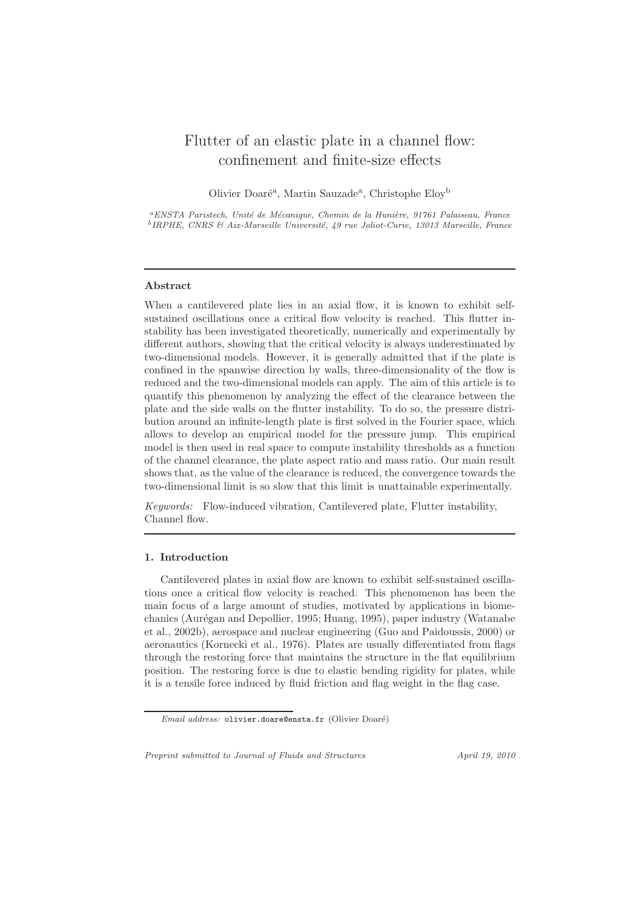# Flutter of an elastic plate in a channel flow: confinement and finite-size effects

Olivier Doaré[a], Martin Sauzade[a], Christophe Eloy[b]

[a]ENSTA Paristech, Unité de Mécanique, Chemin de la Hunière, 91761 Palaiseau, France
[b]IRPHE, CNRS & Aix-Marseille Université, 49 rue Joliot-Curie, 13013 Marseille, France

---

## Abstract

When a cantilevered plate lies in an axial flow, it is known to exhibit self-sustained oscillations once a critical flow velocity is reached. This flutter instability has been investigated theoretically, numerically and experimentally by different authors, showing that the critical velocity is always underestimated by two-dimensional models. However, it is generally admitted that if the plate is confined in the spanwise direction by walls, three-dimensionality of the flow is reduced and the two-dimensional models can apply. The aim of this article is to quantify this phenomenon by analyzing the effect of the clearance between the plate and the side walls on the flutter instability. To do so, the pressure distribution around an infinite-length plate is first solved in the Fourier space, which allows to develop an empirical model for the pressure jump. This empirical model is then used in real space to compute instability thresholds as a function of the channel clearance, the plate aspect ratio and mass ratio. Our main result shows that, as the value of the clearance is reduced, the convergence towards the two-dimensional limit is so slow that this limit is unattainable experimentally.

*Keywords:* Flow-induced vibration, Cantilevered plate, Flutter instability, Channel flow.

---

## 1. Introduction

Cantilevered plates in axial flow are known to exhibit self-sustained oscillations once a critical flow velocity is reached. This phenomenon has been the main focus of a large amount of studies, motivated by applications in biomechanics (Aurégan and Depollier, 1995; Huang, 1995), paper industry (Watanabe et al., 2002b), aerospace and nuclear engineering (Guo and Paidoussis, 2000) or aeronautics (Kornecki et al., 1976). Plates are usually differentiated from flags through the restoring force that maintains the structure in the flat equilibrium position. The restoring force is due to elastic bending rigidity for plates, while it is a tensile force induced by fluid friction and flag weight in the flag case.

*Email address:* olivier.doare@ensta.fr (Olivier Doaré)

*Preprint submitted to Journal of Fluids and Structures* April 19, 2010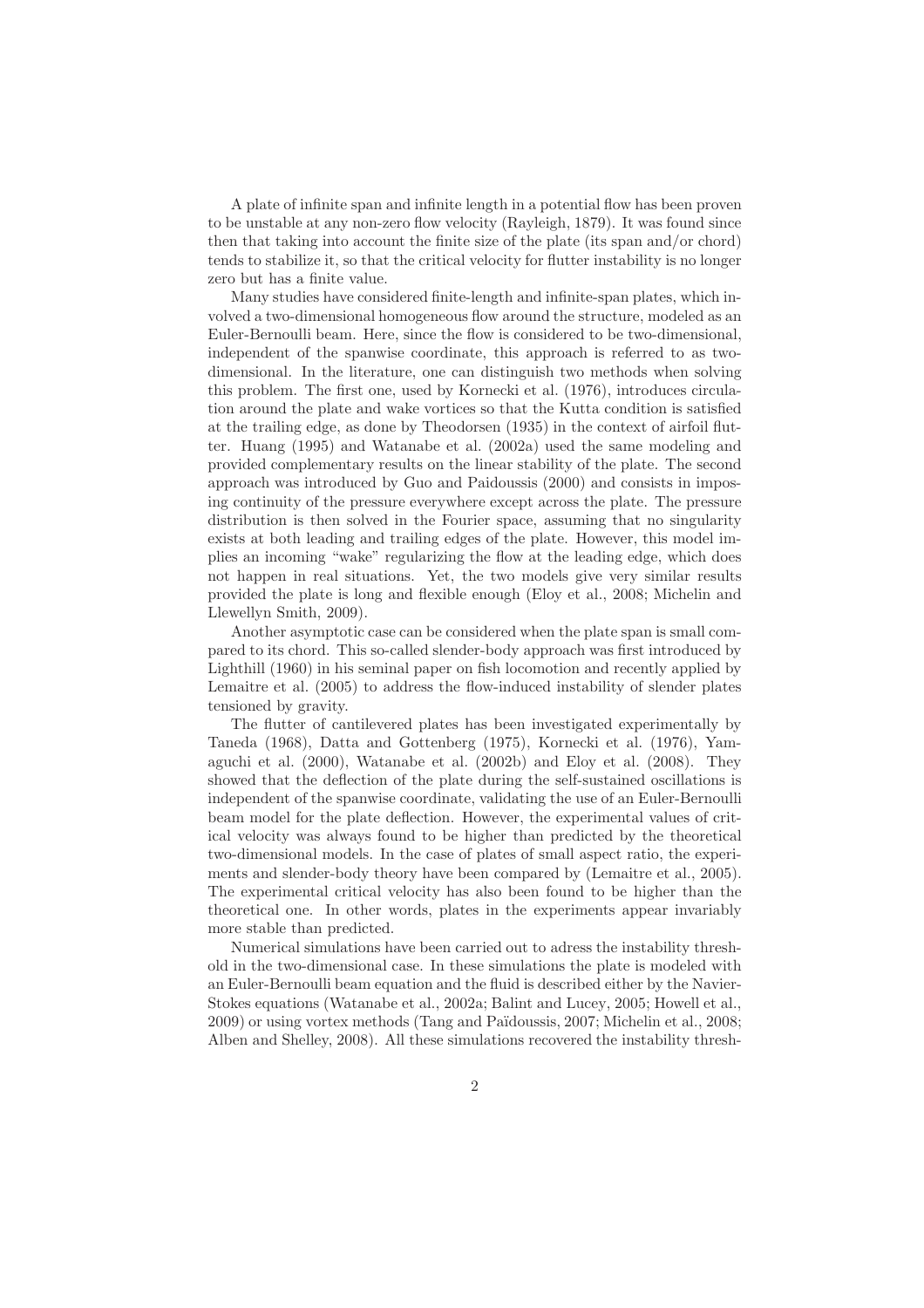A plate of infinite span and infinite length in a potential flow has been proven to be unstable at any non-zero flow velocity (Rayleigh, 1879). It was found since then that taking into account the finite size of the plate (its span and/or chord) tends to stabilize it, so that the critical velocity for flutter instability is no longer zero but has a finite value.

Many studies have considered finite-length and infinite-span plates, which involved a two-dimensional homogeneous flow around the structure, modeled as an Euler-Bernoulli beam. Here, since the flow is considered to be two-dimensional, independent of the spanwise coordinate, this approach is referred to as two-dimensional. In the literature, one can distinguish two methods when solving this problem. The first one, used by Kornecki et al. (1976), introduces circulation around the plate and wake vortices so that the Kutta condition is satisfied at the trailing edge, as done by Theodorsen (1935) in the context of airfoil flutter. Huang (1995) and Watanabe et al. (2002a) used the same modeling and provided complementary results on the linear stability of the plate. The second approach was introduced by Guo and Paidoussis (2000) and consists in imposing continuity of the pressure everywhere except across the plate. The pressure distribution is then solved in the Fourier space, assuming that no singularity exists at both leading and trailing edges of the plate. However, this model implies an incoming "wake" regularizing the flow at the leading edge, which does not happen in real situations. Yet, the two models give very similar results provided the plate is long and flexible enough (Eloy et al., 2008; Michelin and Llewellyn Smith, 2009).

Another asymptotic case can be considered when the plate span is small compared to its chord. This so-called slender-body approach was first introduced by Lighthill (1960) in his seminal paper on fish locomotion and recently applied by Lemaitre et al. (2005) to address the flow-induced instability of slender plates tensioned by gravity.

The flutter of cantilevered plates has been investigated experimentally by Taneda (1968), Datta and Gottenberg (1975), Kornecki et al. (1976), Yamaguchi et al. (2000), Watanabe et al. (2002b) and Eloy et al. (2008). They showed that the deflection of the plate during the self-sustained oscillations is independent of the spanwise coordinate, validating the use of an Euler-Bernoulli beam model for the plate deflection. However, the experimental values of critical velocity was always found to be higher than predicted by the theoretical two-dimensional models. In the case of plates of small aspect ratio, the experiments and slender-body theory have been compared by (Lemaitre et al., 2005). The experimental critical velocity has also been found to be higher than the theoretical one. In other words, plates in the experiments appear invariably more stable than predicted.

Numerical simulations have been carried out to adress the instability threshold in the two-dimensional case. In these simulations the plate is modeled with an Euler-Bernoulli beam equation and the fluid is described either by the Navier-Stokes equations (Watanabe et al., 2002a; Balint and Lucey, 2005; Howell et al., 2009) or using vortex methods (Tang and Païdoussis, 2007; Michelin et al., 2008; Alben and Shelley, 2008). All these simulations recovered the instability thresh-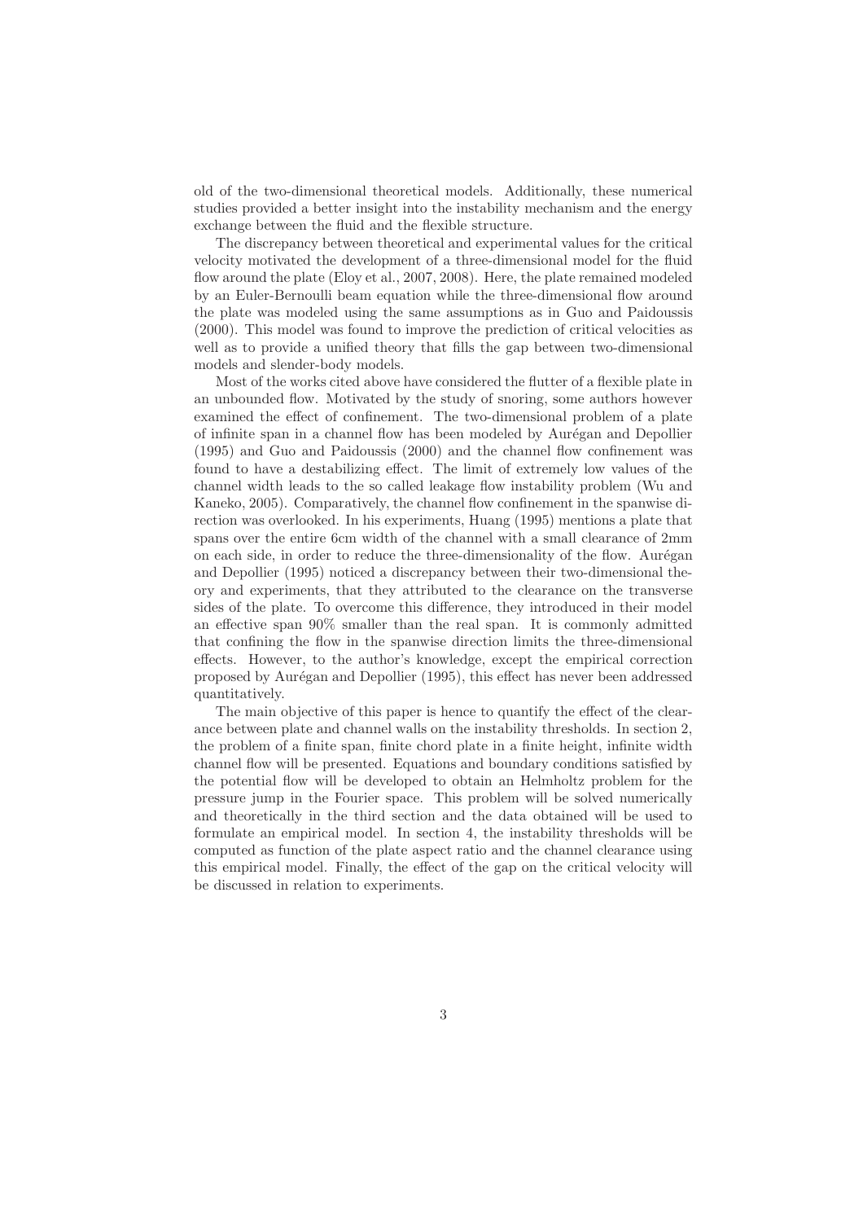old of the two-dimensional theoretical models. Additionally, these numerical studies provided a better insight into the instability mechanism and the energy exchange between the fluid and the flexible structure.

The discrepancy between theoretical and experimental values for the critical velocity motivated the development of a three-dimensional model for the fluid flow around the plate (Eloy et al., 2007, 2008). Here, the plate remained modeled by an Euler-Bernoulli beam equation while the three-dimensional flow around the plate was modeled using the same assumptions as in Guo and Paidoussis (2000). This model was found to improve the prediction of critical velocities as well as to provide a unified theory that fills the gap between two-dimensional models and slender-body models.

Most of the works cited above have considered the flutter of a flexible plate in an unbounded flow. Motivated by the study of snoring, some authors however examined the effect of confinement. The two-dimensional problem of a plate of infinite span in a channel flow has been modeled by Aurégan and Depollier (1995) and Guo and Paidoussis (2000) and the channel flow confinement was found to have a destabilizing effect. The limit of extremely low values of the channel width leads to the so called leakage flow instability problem (Wu and Kaneko, 2005). Comparatively, the channel flow confinement in the spanwise direction was overlooked. In his experiments, Huang (1995) mentions a plate that spans over the entire 6cm width of the channel with a small clearance of 2mm on each side, in order to reduce the three-dimensionality of the flow. Aurégan and Depollier (1995) noticed a discrepancy between their two-dimensional theory and experiments, that they attributed to the clearance on the transverse sides of the plate. To overcome this difference, they introduced in their model an effective span 90% smaller than the real span. It is commonly admitted that confining the flow in the spanwise direction limits the three-dimensional effects. However, to the author's knowledge, except the empirical correction proposed by Aurégan and Depollier (1995), this effect has never been addressed quantitatively.

The main objective of this paper is hence to quantify the effect of the clearance between plate and channel walls on the instability thresholds. In section 2, the problem of a finite span, finite chord plate in a finite height, infinite width channel flow will be presented. Equations and boundary conditions satisfied by the potential flow will be developed to obtain an Helmholtz problem for the pressure jump in the Fourier space. This problem will be solved numerically and theoretically in the third section and the data obtained will be used to formulate an empirical model. In section 4, the instability thresholds will be computed as function of the plate aspect ratio and the channel clearance using this empirical model. Finally, the effect of the gap on the critical velocity will be discussed in relation to experiments.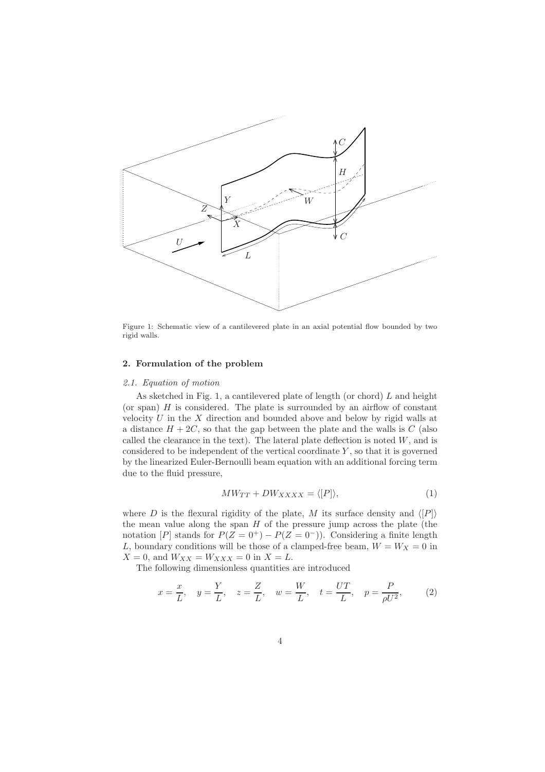Figure 1: Schematic view of a cantilevered plate in an axial potential flow bounded by two rigid walls.

## 2. Formulation of the problem

### *2.1. Equation of motion*

As sketched in Fig. 1, a cantilevered plate of length (or chord) $L$ and height (or span) $H$ is considered. The plate is surrounded by an airflow of constant velocity $U$ in the $X$ direction and bounded above and below by rigid walls at a distance $H + 2C$, so that the gap between the plate and the walls is $C$ (also called the clearance in the text). The lateral plate deflection is noted $W$, and is considered to be independent of the vertical coordinate $Y$, so that it is governed by the linearized Euler-Bernoulli beam equation with an additional forcing term due to the fluid pressure,

$$MW_{TT} + DW_{XXXX} = \langle [P] \rangle, \tag{1}$$

where $D$ is the flexural rigidity of the plate, $M$ its surface density and $\langle [P] \rangle$ the mean value along the span $H$ of the pressure jump across the plate (the notation $[P]$ stands for $P(Z = 0^+) - P(Z = 0^-)$). Considering a finite length $L$, boundary conditions will be those of a clamped-free beam, $W = W_X = 0$ in $X = 0$, and $W_{XX} = W_{XXX} = 0$ in $X = L$.

The following dimensionless quantities are introduced

$$x = \frac{x}{L}, \quad y = \frac{Y}{L}, \quad z = \frac{Z}{L}, \quad w = \frac{W}{L}, \quad t = \frac{UT}{L}, \quad p = \frac{P}{\rho U^2}, \tag{2}$$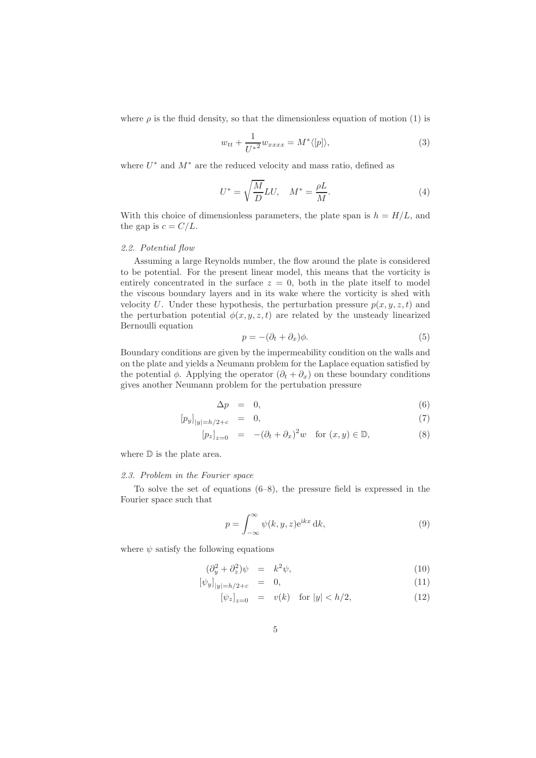where $\rho$ is the fluid density, so that the dimensionless equation of motion (1) is

$$w_{tt} + \frac{1}{U^{*2}} w_{xxxx} = M^* \langle [p] \rangle, \tag{3}$$

where $U^*$ and $M^*$ are the reduced velocity and mass ratio, defined as

$$U^* = \sqrt{\frac{M}{D}} LU, \quad M^* = \frac{\rho L}{M}. \tag{4}$$

With this choice of dimensionless parameters, the plate span is $h = H/L$, and the gap is $c = C/L$.

### 2.2. Potential flow

Assuming a large Reynolds number, the flow around the plate is considered to be potential. For the present linear model, this means that the vorticity is entirely concentrated in the surface $z = 0$, both in the plate itself to model the viscous boundary layers and in its wake where the vorticity is shed with velocity $U$. Under these hypothesis, the perturbation pressure $p(x, y, z, t)$ and the perturbation potential $\phi(x, y, z, t)$ are related by the unsteady linearized Bernoulli equation

$$p = -(\partial_t + \partial_x)\phi. \tag{5}$$

Boundary conditions are given by the impermeability condition on the walls and on the plate and yields a Neumann problem for the Laplace equation satisfied by the potential $\phi$. Applying the operator $(\partial_t + \partial_x)$ on these boundary conditions gives another Neumann problem for the pertubation pressure

$$\Delta p = 0, \tag{6}$$

$$[p_y]_{|y|=h/2+c} = 0, \tag{7}$$

$$[p_z]_{z=0} = -(\partial_t + \partial_x)^2 w \quad \text{for } (x, y) \in \mathbb{D}, \tag{8}$$

where $\mathbb{D}$ is the plate area.

### 2.3. Problem in the Fourier space

To solve the set of equations (6–8), the pressure field is expressed in the Fourier space such that

$$p = \int_{-\infty}^{\infty} \psi(k, y, z) e^{ikx} \, dk, \tag{9}$$

where $\psi$ satisfy the following equations

$$(\partial_y^2 + \partial_z^2)\psi = k^2 \psi, \tag{10}$$

$$[\psi_y]_{|y|=h/2+c} = 0, \tag{11}$$

$$[\psi_z]_{z=0} = v(k) \quad \text{for } |y| < h/2, \tag{12}$$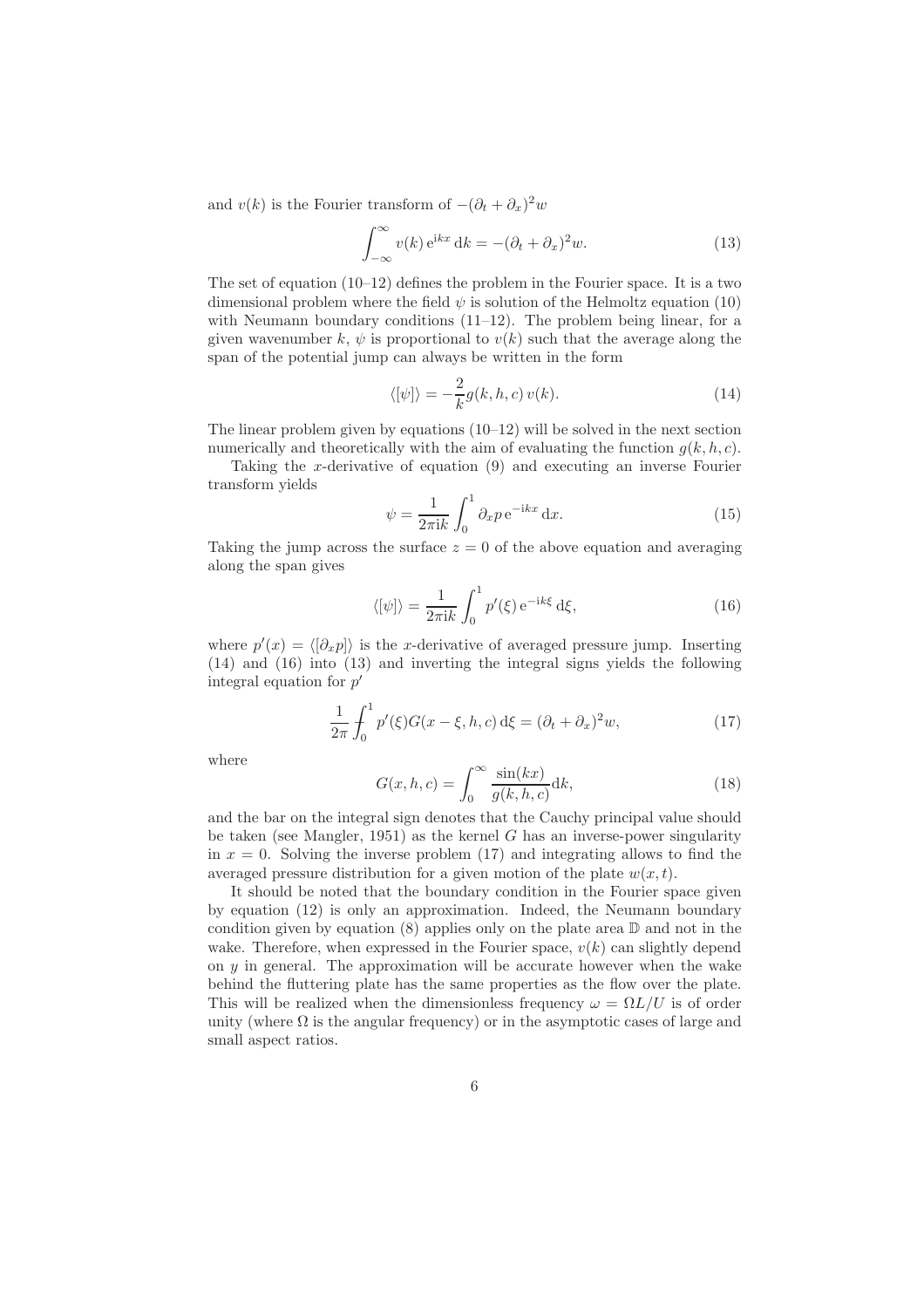and $v(k)$ is the Fourier transform of $-(\partial_t + \partial_x)^2 w$

$$\int_{-\infty}^{\infty} v(k)\, \mathrm{e}^{\mathrm{i}kx}\, \mathrm{d}k = -(\partial_t + \partial_x)^2 w. \tag{13}$$

The set of equation (10–12) defines the problem in the Fourier space. It is a two dimensional problem where the field $\psi$ is solution of the Helmoltz equation (10) with Neumann boundary conditions (11–12). The problem being linear, for a given wavenumber $k$, $\psi$ is proportional to $v(k)$ such that the average along the span of the potential jump can always be written in the form

$$\langle [\psi] \rangle = -\frac{2}{k} g(k,h,c)\, v(k). \tag{14}$$

The linear problem given by equations (10–12) will be solved in the next section numerically and theoretically with the aim of evaluating the function $g(k,h,c)$.

Taking the $x$-derivative of equation (9) and executing an inverse Fourier transform yields

$$\psi = \frac{1}{2\pi \mathrm{i}k} \int_0^1 \partial_x p\, \mathrm{e}^{-\mathrm{i}kx}\, \mathrm{d}x. \tag{15}$$

Taking the jump across the surface $z=0$ of the above equation and averaging along the span gives

$$\langle [\psi] \rangle = \frac{1}{2\pi \mathrm{i}k} \int_0^1 p'(\xi)\, \mathrm{e}^{-\mathrm{i}k\xi}\, \mathrm{d}\xi, \tag{16}$$

where $p'(x) = \langle [\partial_x p] \rangle$ is the $x$-derivative of averaged pressure jump. Inserting (14) and (16) into (13) and inverting the integral signs yields the following integral equation for $p'$

$$\frac{1}{2\pi} \fint_0^1 p'(\xi) G(x-\xi,h,c)\, \mathrm{d}\xi = (\partial_t + \partial_x)^2 w, \tag{17}$$

where

$$G(x,h,c) = \int_0^{\infty} \frac{\sin(kx)}{g(k,h,c)} \mathrm{d}k, \tag{18}$$

and the bar on the integral sign denotes that the Cauchy principal value should be taken (see Mangler, 1951) as the kernel $G$ has an inverse-power singularity in $x=0$. Solving the inverse problem (17) and integrating allows to find the averaged pressure distribution for a given motion of the plate $w(x,t)$.

It should be noted that the boundary condition in the Fourier space given by equation (12) is only an approximation. Indeed, the Neumann boundary condition given by equation (8) applies only on the plate area $\mathbb{D}$ and not in the wake. Therefore, when expressed in the Fourier space, $v(k)$ can slightly depend on $y$ in general. The approximation will be accurate however when the wake behind the fluttering plate has the same properties as the flow over the plate. This will be realized when the dimensionless frequency $\omega = \Omega L/U$ is of order unity (where $\Omega$ is the angular frequency) or in the asymptotic cases of large and small aspect ratios.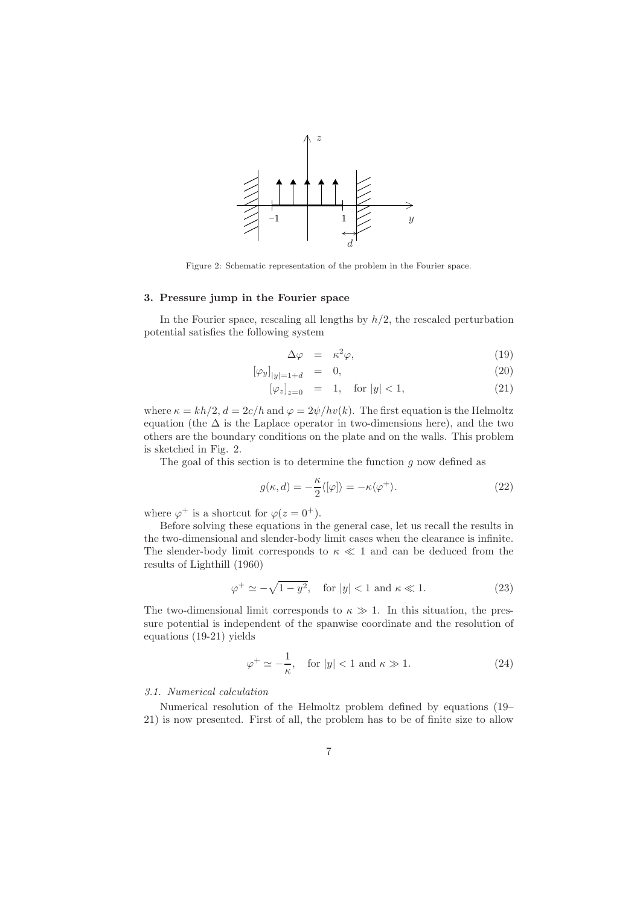Figure 2: Schematic representation of the problem in the Fourier space.

### 3. Pressure jump in the Fourier space

In the Fourier space, rescaling all lengths by $h/2$, the rescaled perturbation potential satisfies the following system

$$
\Delta\varphi = \kappa^2\varphi, \tag{19}
$$

$$
[\varphi_y]_{|y|=1+d} = 0, \tag{20}
$$

$$
[\varphi_z]_{z=0} = 1, \quad \text{for } |y| < 1, \tag{21}
$$

where $\kappa = kh/2$, $d = 2c/h$ and $\varphi = 2\psi/hv(k)$. The first equation is the Helmoltz equation (the $\Delta$ is the Laplace operator in two-dimensions here), and the two others are the boundary conditions on the plate and on the walls. This problem is sketched in Fig. 2.

The goal of this section is to determine the function $g$ now defined as

$$
g(\kappa, d) = -\frac{\kappa}{2}\langle[\varphi]\rangle = -\kappa\langle\varphi^+\rangle. \tag{22}
$$

where $\varphi^+$ is a shortcut for $\varphi(z = 0^+)$.

Before solving these equations in the general case, let us recall the results in the two-dimensional and slender-body limit cases when the clearance is infinite. The slender-body limit corresponds to $\kappa \ll 1$ and can be deduced from the results of Lighthill (1960)

$$
\varphi^+ \simeq -\sqrt{1-y^2}, \quad \text{for } |y| < 1 \text{ and } \kappa \ll 1. \tag{23}
$$

The two-dimensional limit corresponds to $\kappa \gg 1$. In this situation, the pressure potential is independent of the spanwise coordinate and the resolution of equations (19-21) yields

$$
\varphi^+ \simeq -\frac{1}{\kappa}, \quad \text{for } |y| < 1 \text{ and } \kappa \gg 1. \tag{24}
$$

#### *3.1. Numerical calculation*

Numerical resolution of the Helmoltz problem defined by equations (19–21) is now presented. First of all, the problem has to be of finite size to allow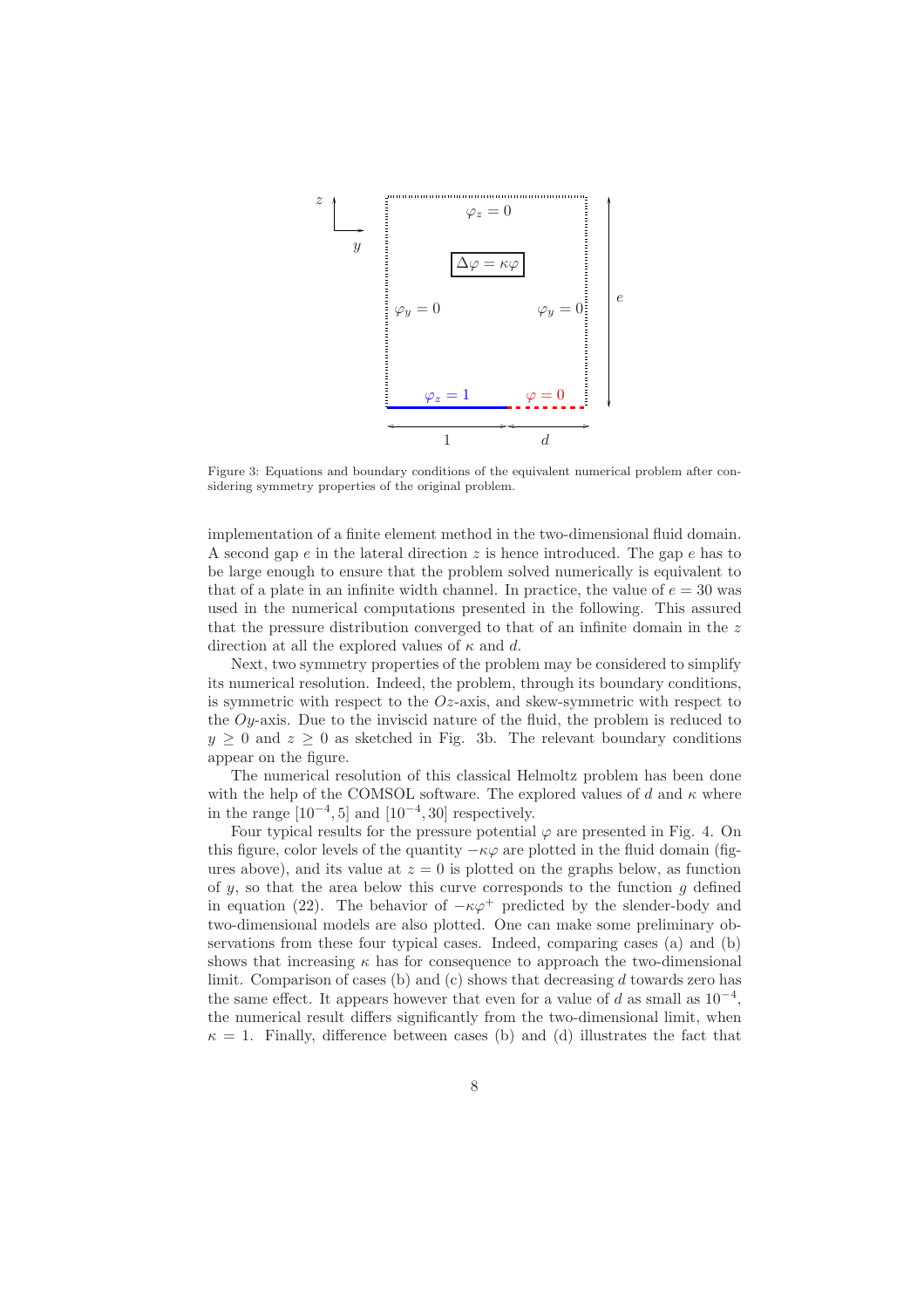Figure 3: Equations and boundary conditions of the equivalent numerical problem after considering symmetry properties of the original problem.

implementation of a finite element method in the two-dimensional fluid domain. A second gap $e$ in the lateral direction $z$ is hence introduced. The gap $e$ has to be large enough to ensure that the problem solved numerically is equivalent to that of a plate in an infinite width channel. In practice, the value of $e = 30$ was used in the numerical computations presented in the following. This assured that the pressure distribution converged to that of an infinite domain in the $z$ direction at all the explored values of $\kappa$ and $d$.

Next, two symmetry properties of the problem may be considered to simplify its numerical resolution. Indeed, the problem, through its boundary conditions, is symmetric with respect to the $Oz$-axis, and skew-symmetric with respect to the $Oy$-axis. Due to the inviscid nature of the fluid, the problem is reduced to $y \geq 0$ and $z \geq 0$ as sketched in Fig. 3b. The relevant boundary conditions appear on the figure.

The numerical resolution of this classical Helmoltz problem has been done with the help of the COMSOL software. The explored values of $d$ and $\kappa$ where in the range $[10^{-4}, 5]$ and $[10^{-4}, 30]$ respectively.

Four typical results for the pressure potential $\varphi$ are presented in Fig. 4. On this figure, color levels of the quantity $-\kappa\varphi$ are plotted in the fluid domain (figures above), and its value at $z = 0$ is plotted on the graphs below, as function of $y$, so that the area below this curve corresponds to the function $g$ defined in equation (22). The behavior of $-\kappa\varphi^+$ predicted by the slender-body and two-dimensional models are also plotted. One can make some preliminary observations from these four typical cases. Indeed, comparing cases (a) and (b) shows that increasing $\kappa$ has for consequence to approach the two-dimensional limit. Comparison of cases (b) and (c) shows that decreasing $d$ towards zero has the same effect. It appears however that even for a value of $d$ as small as $10^{-4}$, the numerical result differs significantly from the two-dimensional limit, when $\kappa = 1$. Finally, difference between cases (b) and (d) illustrates the fact that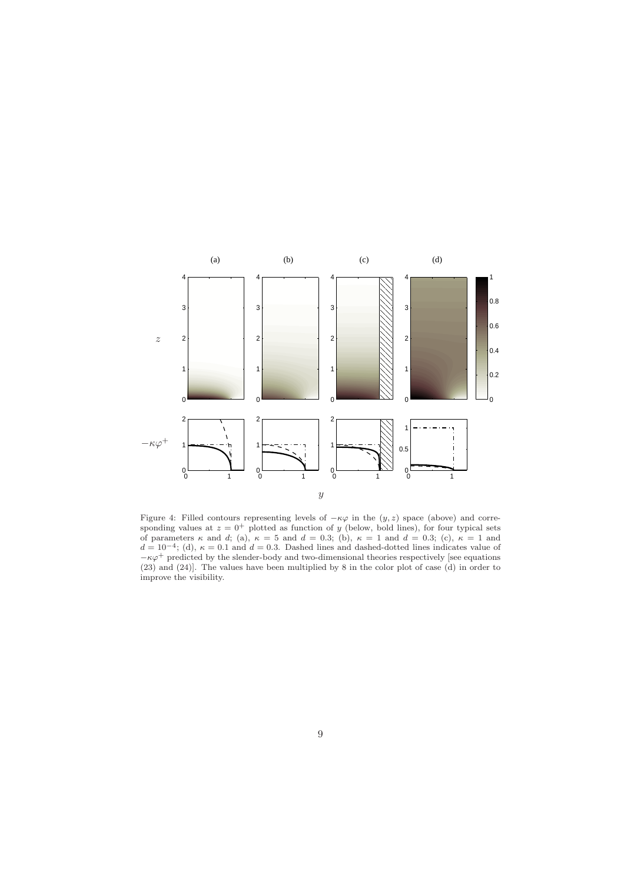Figure 4: Filled contours representing levels of $-\kappa\varphi$ in the $(y, z)$ space (above) and corresponding values at $z = 0^+$ plotted as function of $y$ (below, bold lines), for four typical sets of parameters $\kappa$ and $d$; (a), $\kappa = 5$ and $d = 0.3$; (b), $\kappa = 1$ and $d = 0.3$; (c), $\kappa = 1$ and $d = 10^{-4}$; (d), $\kappa = 0.1$ and $d = 0.3$. Dashed lines and dashed-dotted lines indicates value of $-\kappa\varphi^+$ predicted by the slender-body and two-dimensional theories respectively [see equations (23) and (24)]. The values have been multiplied by 8 in the color plot of case (d) in order to improve the visibility.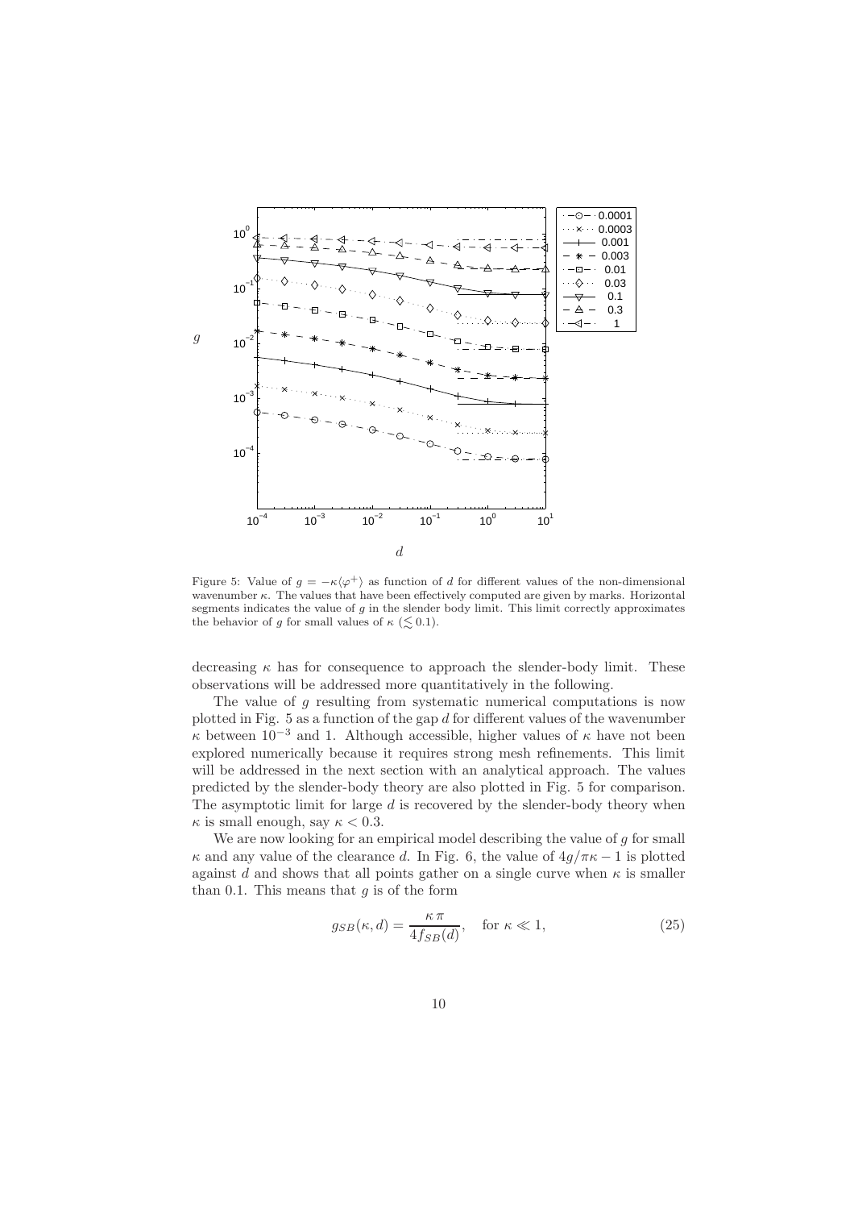Figure 5: Value of $g = -\kappa \langle \varphi^+ \rangle$ as function of $d$ for different values of the non-dimensional wavenumber $\kappa$. The values that have been effectively computed are given by marks. Horizontal segments indicates the value of $g$ in the slender body limit. This limit correctly approximates the behavior of $g$ for small values of $\kappa$ ($\lesssim 0.1$).

decreasing $\kappa$ has for consequence to approach the slender-body limit. These observations will be addressed more quantitatively in the following.

The value of $g$ resulting from systematic numerical computations is now plotted in Fig. 5 as a function of the gap $d$ for different values of the wavenumber $\kappa$ between $10^{-3}$ and 1. Although accessible, higher values of $\kappa$ have not been explored numerically because it requires strong mesh refinements. This limit will be addressed in the next section with an analytical approach. The values predicted by the slender-body theory are also plotted in Fig. 5 for comparison. The asymptotic limit for large $d$ is recovered by the slender-body theory when $\kappa$ is small enough, say $\kappa < 0.3$.

We are now looking for an empirical model describing the value of $g$ for small $\kappa$ and any value of the clearance $d$. In Fig. 6, the value of $4g/\pi\kappa - 1$ is plotted against $d$ and shows that all points gather on a single curve when $\kappa$ is smaller than 0.1. This means that $g$ is of the form

$$g_{SB}(\kappa, d) = \frac{\kappa\,\pi}{4 f_{SB}(d)}, \quad \text{for } \kappa \ll 1, \tag{25}$$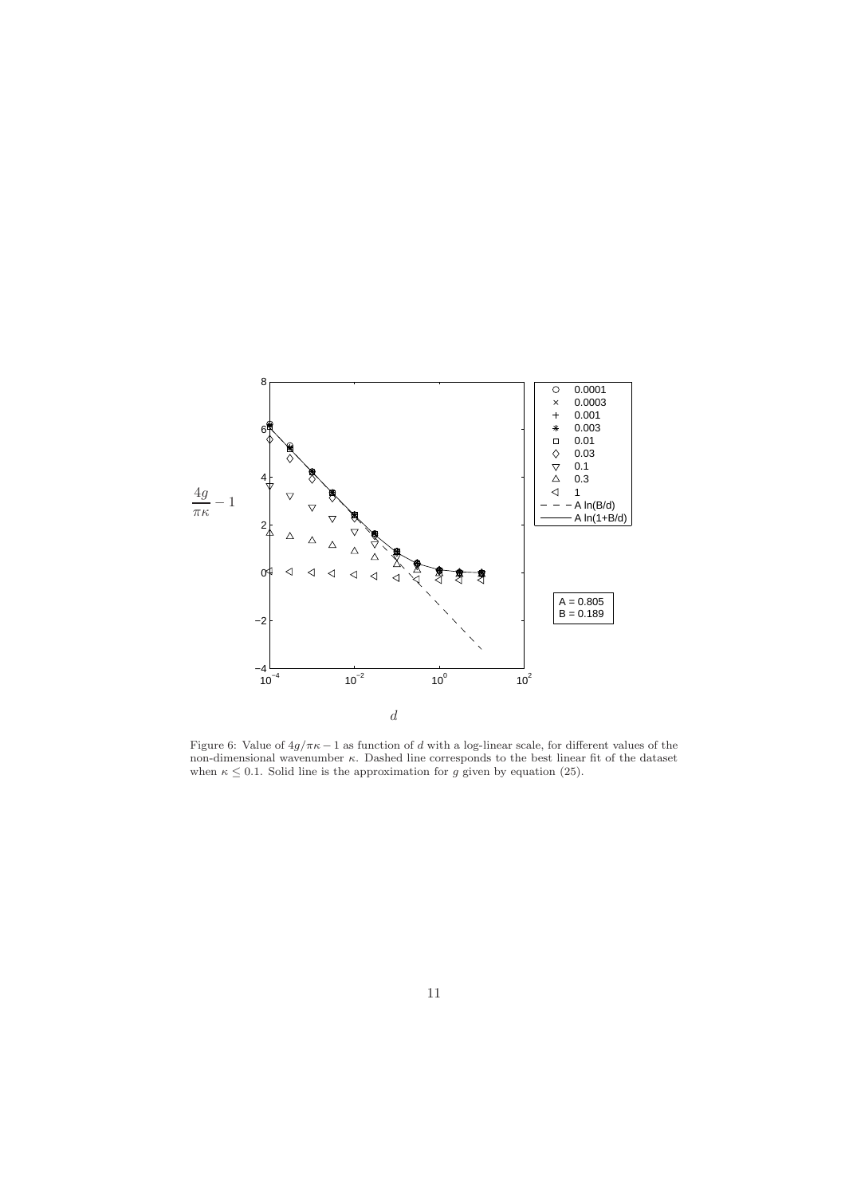Figure 6: Value of $4g/\pi\kappa - 1$ as function of $d$ with a log-linear scale, for different values of the non-dimensional wavenumber $\kappa$. Dashed line corresponds to the best linear fit of the dataset when $\kappa \leq 0.1$. Solid line is the approximation for $g$ given by equation (25).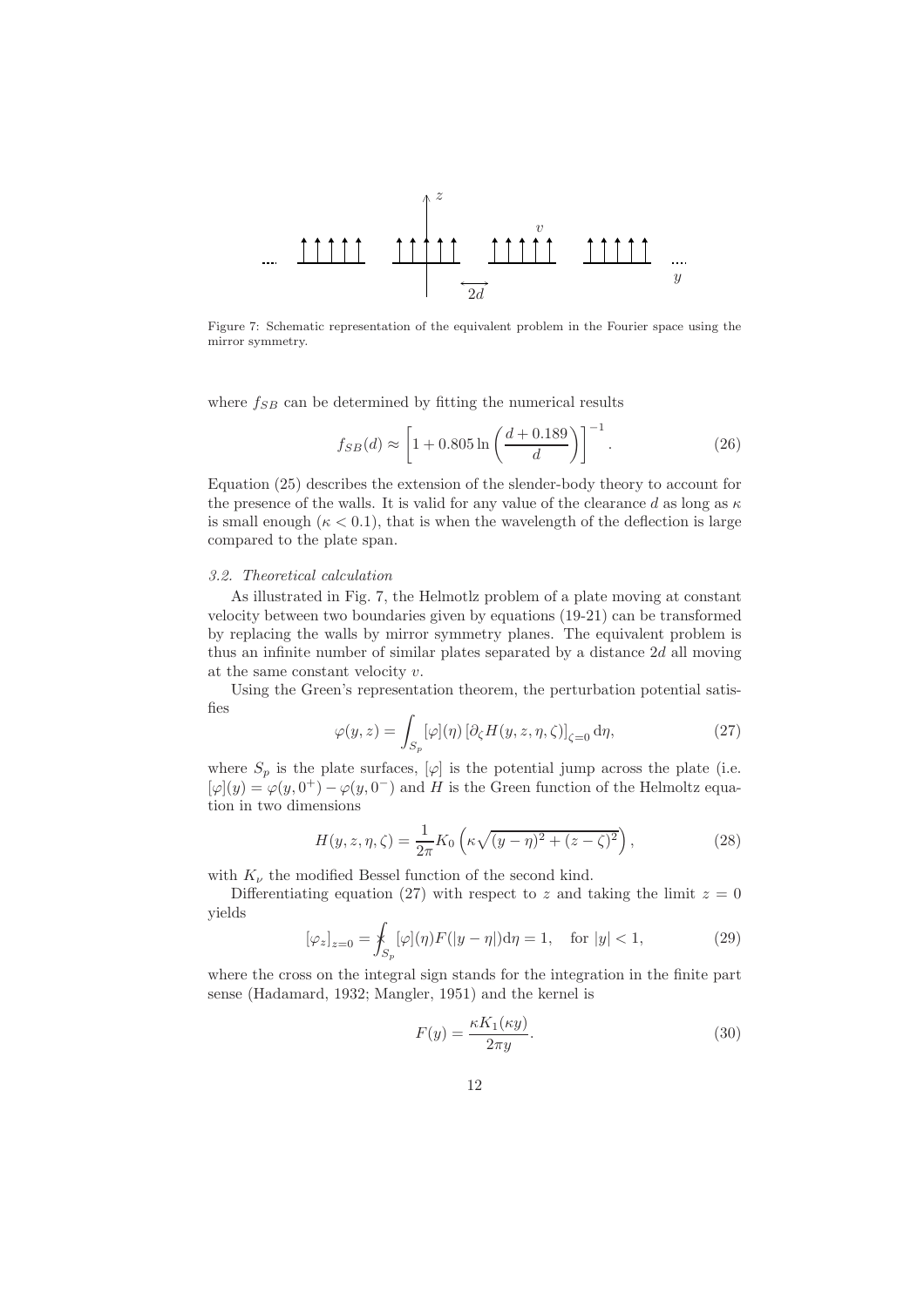Figure 7: Schematic representation of the equivalent problem in the Fourier space using the mirror symmetry.

where $f_{SB}$ can be determined by fitting the numerical results

$$f_{SB}(d) \approx \left[1 + 0.805 \ln\left(\frac{d + 0.189}{d}\right)\right]^{-1}. \tag{26}$$

Equation (25) describes the extension of the slender-body theory to account for the presence of the walls. It is valid for any value of the clearance $d$ as long as $\kappa$ is small enough ($\kappa < 0.1$), that is when the wavelength of the deflection is large compared to the plate span.

### *3.2. Theoretical calculation*

As illustrated in Fig. 7, the Helmotlz problem of a plate moving at constant velocity between two boundaries given by equations (19-21) can be transformed by replacing the walls by mirror symmetry planes. The equivalent problem is thus an infinite number of similar plates separated by a distance $2d$ all moving at the same constant velocity $v$.

Using the Green's representation theorem, the perturbation potential satisfies

$$\varphi(y, z) = \int_{S_p} [\varphi](\eta) \left[\partial_\zeta H(y, z, \eta, \zeta)\right]_{\zeta=0} \mathrm{d}\eta, \tag{27}$$

where $S_p$ is the plate surfaces, $[\varphi]$ is the potential jump across the plate (i.e. $[\varphi](y) = \varphi(y, 0^+) - \varphi(y, 0^-)$ and $H$ is the Green function of the Helmoltz equation in two dimensions

$$H(y, z, \eta, \zeta) = \frac{1}{2\pi} K_0\left(\kappa\sqrt{(y - \eta)^2 + (z - \zeta)^2}\right), \tag{28}$$

with $K_\nu$ the modified Bessel function of the second kind.

Differentiating equation (27) with respect to $z$ and taking the limit $z = 0$ yields

$$\left[\varphi_z\right]_{z=0} = \int\!\!\!\!\!\!\times_{S_p} [\varphi](\eta) F(|y - \eta|) \mathrm{d}\eta = 1, \quad \text{for } |y| < 1, \tag{29}$$

where the cross on the integral sign stands for the integration in the finite part sense (Hadamard, 1932; Mangler, 1951) and the kernel is

$$F(y) = \frac{\kappa K_1(\kappa y)}{2\pi y}. \tag{30}$$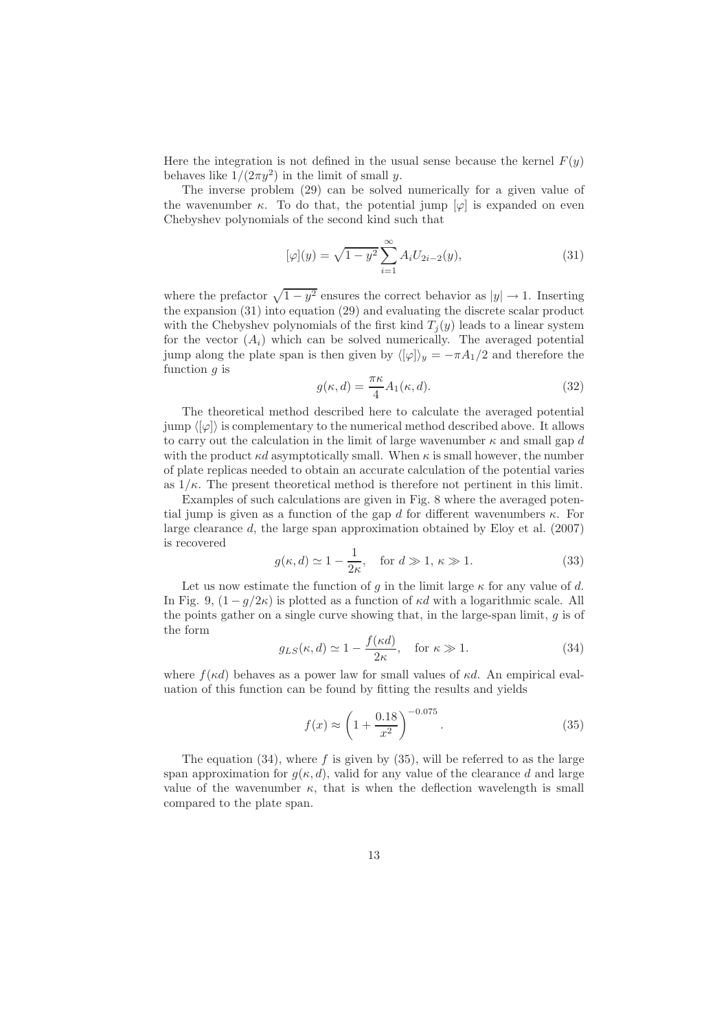Here the integration is not defined in the usual sense because the kernel $F(y)$ behaves like $1/(2\pi y^2)$ in the limit of small $y$.

The inverse problem (29) can be solved numerically for a given value of the wavenumber $\kappa$. To do that, the potential jump $[\varphi]$ is expanded on even Chebyshev polynomials of the second kind such that

$$[\varphi](y) = \sqrt{1-y^2} \sum_{i=1}^{\infty} A_i U_{2i-2}(y), \tag{31}$$

where the prefactor $\sqrt{1-y^2}$ ensures the correct behavior as $|y| \to 1$. Inserting the expansion (31) into equation (29) and evaluating the discrete scalar product with the Chebyshev polynomials of the first kind $T_j(y)$ leads to a linear system for the vector $(A_i)$ which can be solved numerically. The averaged potential jump along the plate span is then given by $\langle[\varphi]\rangle_y = -\pi A_1/2$ and therefore the function $g$ is

$$g(\kappa, d) = \frac{\pi\kappa}{4} A_1(\kappa, d). \tag{32}$$

The theoretical method described here to calculate the averaged potential jump $\langle[\varphi]\rangle$ is complementary to the numerical method described above. It allows to carry out the calculation in the limit of large wavenumber $\kappa$ and small gap $d$ with the product $\kappa d$ asymptotically small. When $\kappa$ is small however, the number of plate replicas needed to obtain an accurate calculation of the potential varies as $1/\kappa$. The present theoretical method is therefore not pertinent in this limit.

Examples of such calculations are given in Fig. 8 where the averaged potential jump is given as a function of the gap $d$ for different wavenumbers $\kappa$. For large clearance $d$, the large span approximation obtained by Eloy et al. (2007) is recovered

$$g(\kappa, d) \simeq 1 - \frac{1}{2\kappa}, \quad \text{for } d \gg 1,\ \kappa \gg 1. \tag{33}$$

Let us now estimate the function of $g$ in the limit large $\kappa$ for any value of $d$. In Fig. 9, $(1 - g/2\kappa)$ is plotted as a function of $\kappa d$ with a logarithmic scale. All the points gather on a single curve showing that, in the large-span limit, $g$ is of the form

$$g_{LS}(\kappa, d) \simeq 1 - \frac{f(\kappa d)}{2\kappa}, \quad \text{for } \kappa \gg 1. \tag{34}$$

where $f(\kappa d)$ behaves as a power law for small values of $\kappa d$. An empirical evaluation of this function can be found by fitting the results and yields

$$f(x) \approx \left(1 + \frac{0.18}{x^2}\right)^{-0.075}. \tag{35}$$

The equation (34), where $f$ is given by (35), will be referred to as the large span approximation for $g(\kappa, d)$, valid for any value of the clearance $d$ and large value of the wavenumber $\kappa$, that is when the deflection wavelength is small compared to the plate span.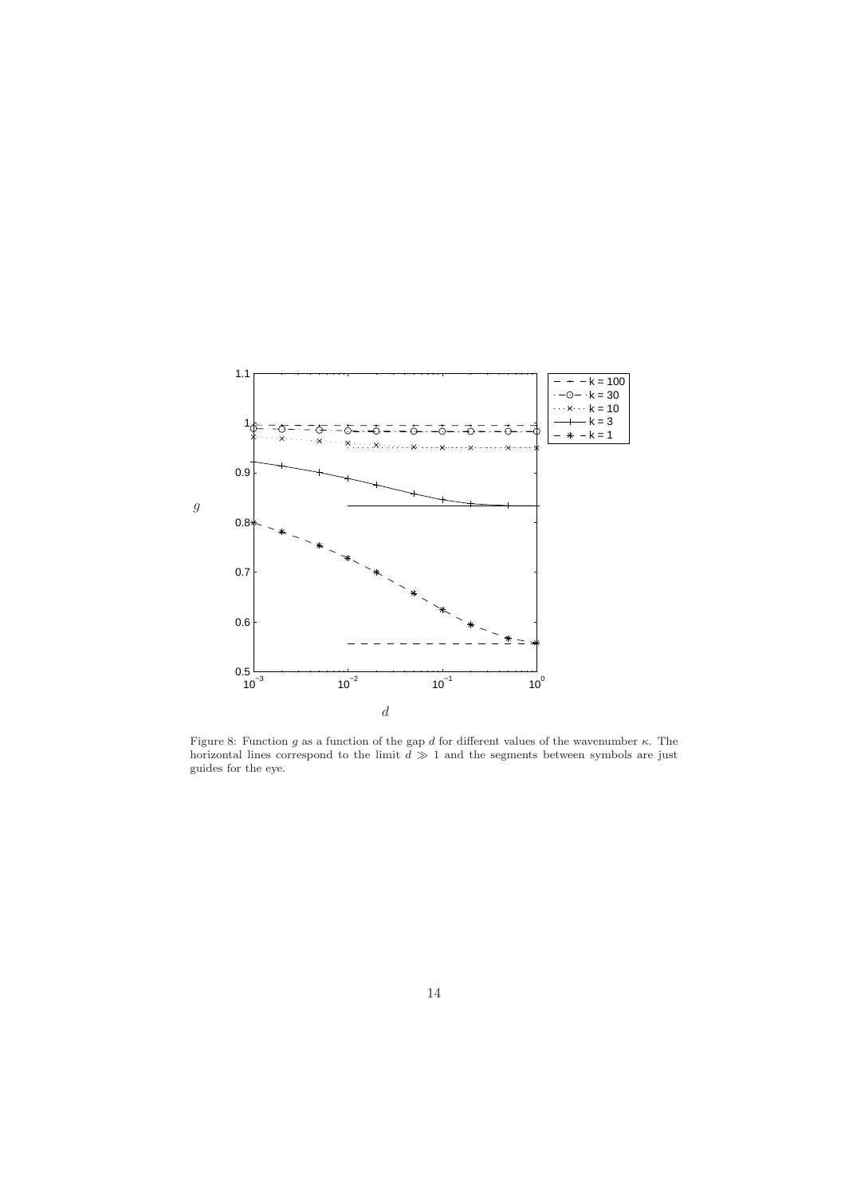Figure 8: Function $g$ as a function of the gap $d$ for different values of the wavenumber $\kappa$. The horizontal lines correspond to the limit $d \gg 1$ and the segments between symbols are just guides for the eye.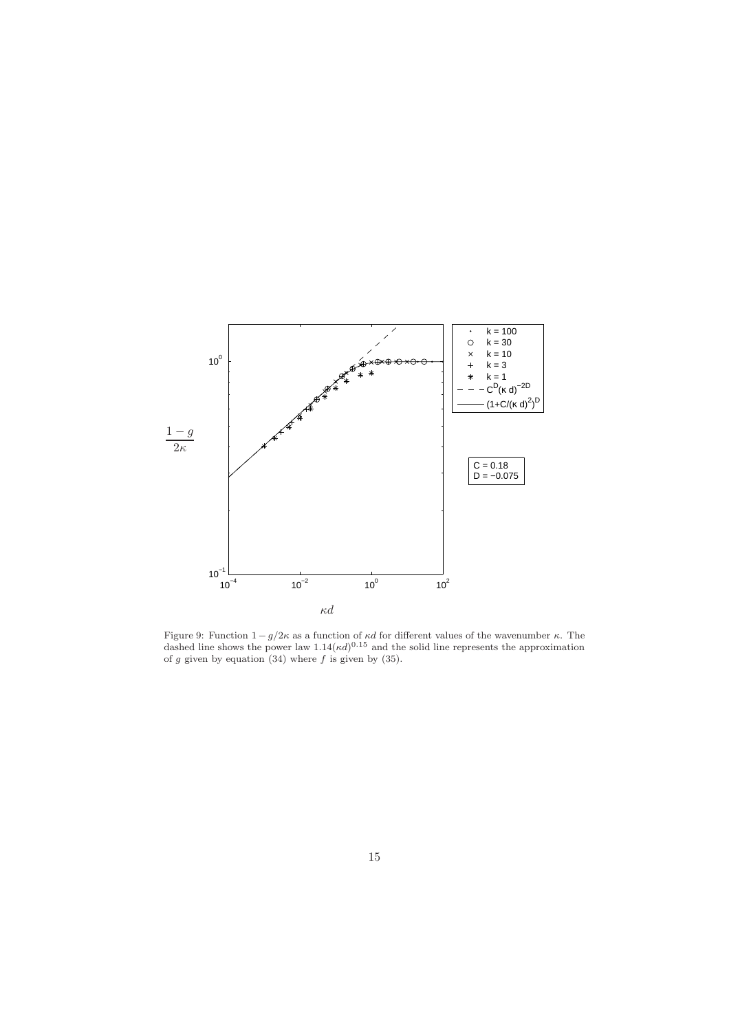Figure 9: Function $1 - g/2\kappa$ as a function of $\kappa d$ for different values of the wavenumber $\kappa$. The dashed line shows the power law $1.14(\kappa d)^{0.15}$ and the solid line represents the approximation of $g$ given by equation (34) where $f$ is given by (35).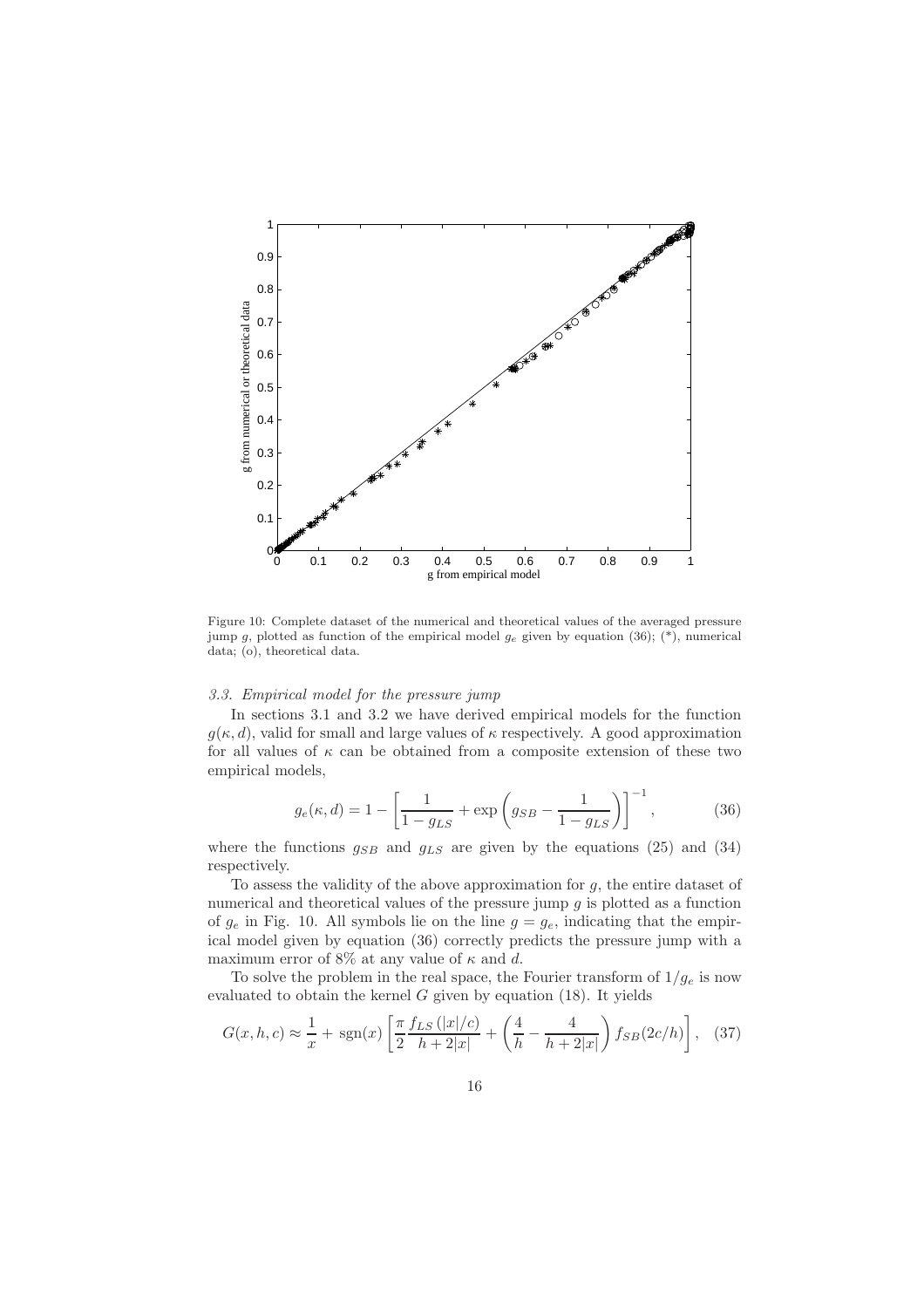Figure 10: Complete dataset of the numerical and theoretical values of the averaged pressure jump $g$, plotted as function of the empirical model $g_e$ given by equation (36); (*), numerical data; (o), theoretical data.

### *3.3. Empirical model for the pressure jump*

In sections 3.1 and 3.2 we have derived empirical models for the function $g(\kappa, d)$, valid for small and large values of $\kappa$ respectively. A good approximation for all values of $\kappa$ can be obtained from a composite extension of these two empirical models,

$$g_e(\kappa, d) = 1 - \left[ \frac{1}{1 - g_{LS}} + \exp\left( g_{SB} - \frac{1}{1 - g_{LS}} \right) \right]^{-1}, \tag{36}$$

where the functions $g_{SB}$ and $g_{LS}$ are given by the equations (25) and (34) respectively.

To assess the validity of the above approximation for $g$, the entire dataset of numerical and theoretical values of the pressure jump $g$ is plotted as a function of $g_e$ in Fig. 10. All symbols lie on the line $g = g_e$, indicating that the empirical model given by equation (36) correctly predicts the pressure jump with a maximum error of 8% at any value of $\kappa$ and $d$.

To solve the problem in the real space, the Fourier transform of $1/g_e$ is now evaluated to obtain the kernel $G$ given by equation (18). It yields

$$G(x, h, c) \approx \frac{1}{x} + \operatorname{sgn}(x) \left[ \frac{\pi}{2} \frac{f_{LS}(|x|/c)}{h + 2|x|} + \left( \frac{4}{h} - \frac{4}{h + 2|x|} \right) f_{SB}(2c/h) \right], \tag{37}$$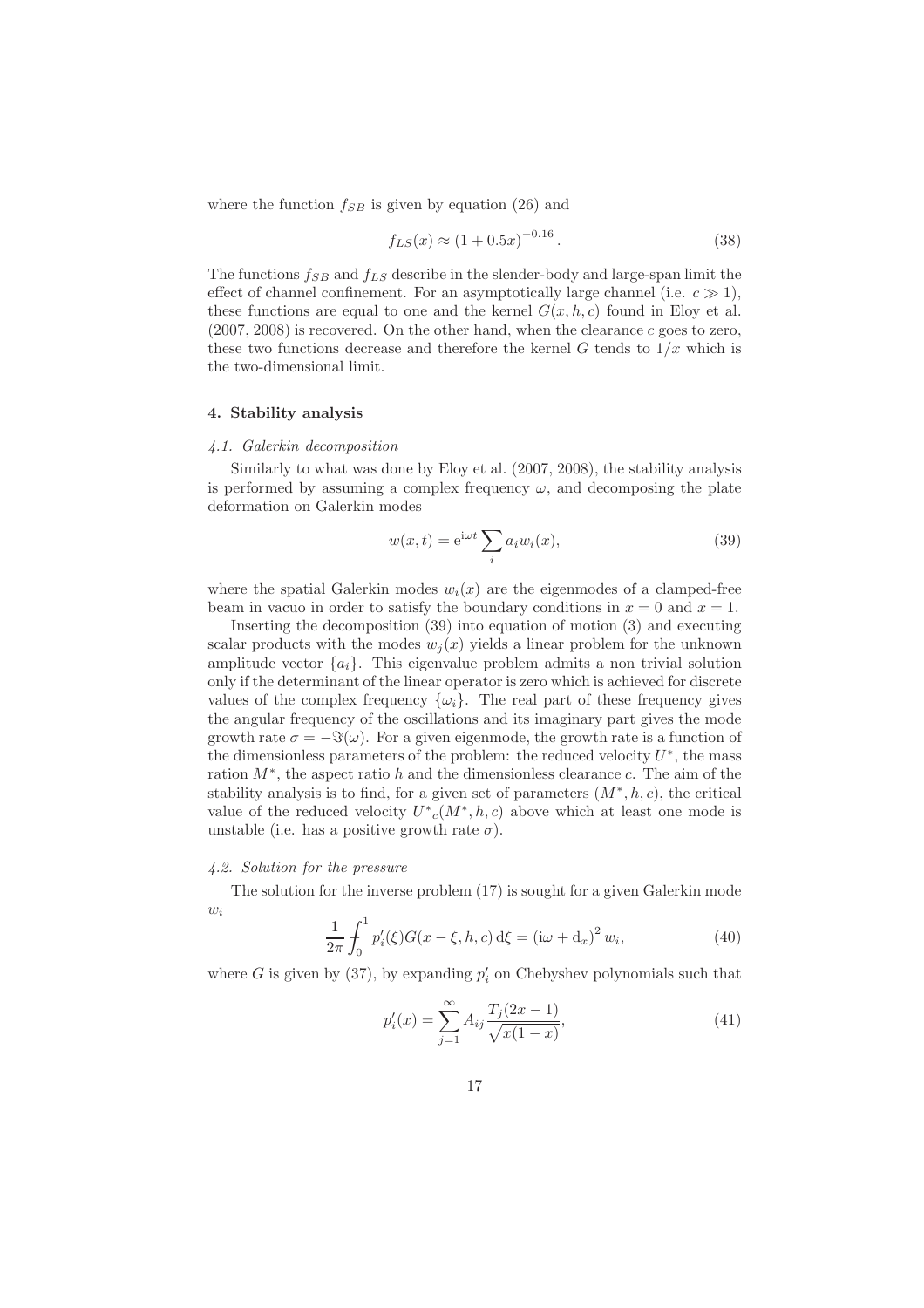where the function $f_{SB}$ is given by equation (26) and

$$f_{LS}(x) \approx (1 + 0.5x)^{-0.16}. \tag{38}$$

The functions $f_{SB}$ and $f_{LS}$ describe in the slender-body and large-span limit the effect of channel confinement. For an asymptotically large channel (i.e. $c \gg 1$), these functions are equal to one and the kernel $G(x, h, c)$ found in Eloy et al. (2007, 2008) is recovered. On the other hand, when the clearance $c$ goes to zero, these two functions decrease and therefore the kernel $G$ tends to $1/x$ which is the two-dimensional limit.

## 4. Stability analysis

### *4.1. Galerkin decomposition*

Similarly to what was done by Eloy et al. (2007, 2008), the stability analysis is performed by assuming a complex frequency $\omega$, and decomposing the plate deformation on Galerkin modes

$$w(x, t) = \mathrm{e}^{\mathrm{i}\omega t} \sum_i a_i w_i(x), \tag{39}$$

where the spatial Galerkin modes $w_i(x)$ are the eigenmodes of a clamped-free beam in vacuo in order to satisfy the boundary conditions in $x = 0$ and $x = 1$.

Inserting the decomposition (39) into equation of motion (3) and executing scalar products with the modes $w_j(x)$ yields a linear problem for the unknown amplitude vector $\{a_i\}$. This eigenvalue problem admits a non trivial solution only if the determinant of the linear operator is zero which is achieved for discrete values of the complex frequency $\{\omega_i\}$. The real part of these frequency gives the angular frequency of the oscillations and its imaginary part gives the mode growth rate $\sigma = -\Im(\omega)$. For a given eigenmode, the growth rate is a function of the dimensionless parameters of the problem: the reduced velocity $U^*$, the mass ration $M^*$, the aspect ratio $h$ and the dimensionless clearance $c$. The aim of the stability analysis is to find, for a given set of parameters $(M^*, h, c)$, the critical value of the reduced velocity ${U^*}_c(M^*, h, c)$ above which at least one mode is unstable (i.e. has a positive growth rate $\sigma$).

### *4.2. Solution for the pressure*

The solution for the inverse problem (17) is sought for a given Galerkin mode $w_i$

$$\frac{1}{2\pi} \int_0^1 p_i'(\xi) G(x - \xi, h, c) \,\mathrm{d}\xi = (\mathrm{i}\omega + \mathrm{d}_x)^2 \, w_i, \tag{40}$$

where $G$ is given by (37), by expanding $p_i'$ on Chebyshev polynomials such that

$$p_i'(x) = \sum_{j=1}^{\infty} A_{ij} \frac{T_j(2x-1)}{\sqrt{x(1-x)}}, \tag{41}$$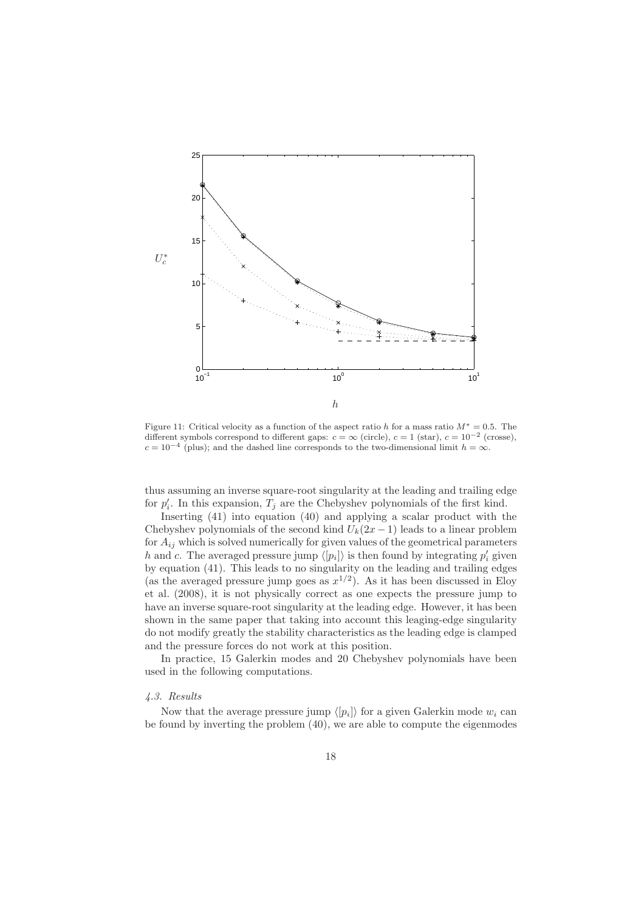Figure 11: Critical velocity as a function of the aspect ratio $h$ for a mass ratio $M^* = 0.5$. The different symbols correspond to different gaps: $c = \infty$ (circle), $c = 1$ (star), $c = 10^{-2}$ (crosse), $c = 10^{-4}$ (plus); and the dashed line corresponds to the two-dimensional limit $h = \infty$.

thus assuming an inverse square-root singularity at the leading and trailing edge for $p_i'$. In this expansion, $T_j$ are the Chebyshev polynomials of the first kind.

Inserting (41) into equation (40) and applying a scalar product with the Chebyshev polynomials of the second kind $U_k(2x-1)$ leads to a linear problem for $A_{ij}$ which is solved numerically for given values of the geometrical parameters $h$ and $c$. The averaged pressure jump $\langle [p_i] \rangle$ is then found by integrating $p_i'$ given by equation (41). This leads to no singularity on the leading and trailing edges (as the averaged pressure jump goes as $x^{1/2}$). As it has been discussed in Eloy et al. (2008), it is not physically correct as one expects the pressure jump to have an inverse square-root singularity at the leading edge. However, it has been shown in the same paper that taking into account this leaging-edge singularity do not modify greatly the stability characteristics as the leading edge is clamped and the pressure forces do not work at this position.

In practice, 15 Galerkin modes and 20 Chebyshev polynomials have been used in the following computations.

### 4.3. Results

Now that the average pressure jump $\langle [p_i] \rangle$ for a given Galerkin mode $w_i$ can be found by inverting the problem (40), we are able to compute the eigenmodes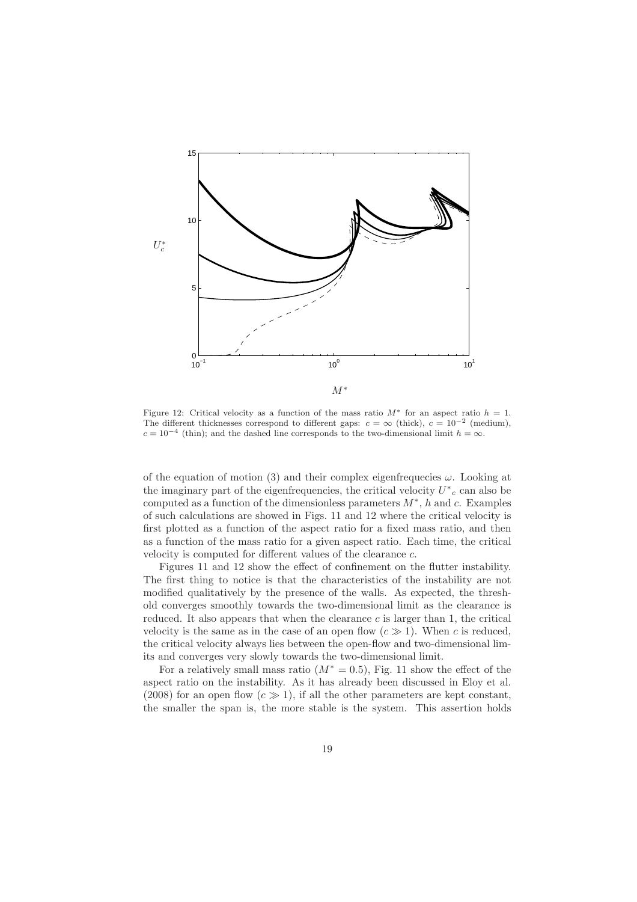Figure 12: Critical velocity as a function of the mass ratio $M^*$ for an aspect ratio $h = 1$. The different thicknesses correspond to different gaps: $c = \infty$ (thick), $c = 10^{-2}$ (medium), $c = 10^{-4}$ (thin); and the dashed line corresponds to the two-dimensional limit $h = \infty$.

of the equation of motion (3) and their complex eigenfrequecies $\omega$. Looking at the imaginary part of the eigenfrequencies, the critical velocity ${U^*}_c$ can also be computed as a function of the dimensionless parameters $M^*$, $h$ and $c$. Examples of such calculations are showed in Figs. 11 and 12 where the critical velocity is first plotted as a function of the aspect ratio for a fixed mass ratio, and then as a function of the mass ratio for a given aspect ratio. Each time, the critical velocity is computed for different values of the clearance $c$.

Figures 11 and 12 show the effect of confinement on the flutter instability. The first thing to notice is that the characteristics of the instability are not modified qualitatively by the presence of the walls. As expected, the threshold converges smoothly towards the two-dimensional limit as the clearance is reduced. It also appears that when the clearance $c$ is larger than 1, the critical velocity is the same as in the case of an open flow ($c \gg 1$). When $c$ is reduced, the critical velocity always lies between the open-flow and two-dimensional limits and converges very slowly towards the two-dimensional limit.

For a relatively small mass ratio ($M^* = 0.5$), Fig. 11 show the effect of the aspect ratio on the instability. As it has already been discussed in Eloy et al. (2008) for an open flow ($c \gg 1$), if all the other parameters are kept constant, the smaller the span is, the more stable is the system. This assertion holds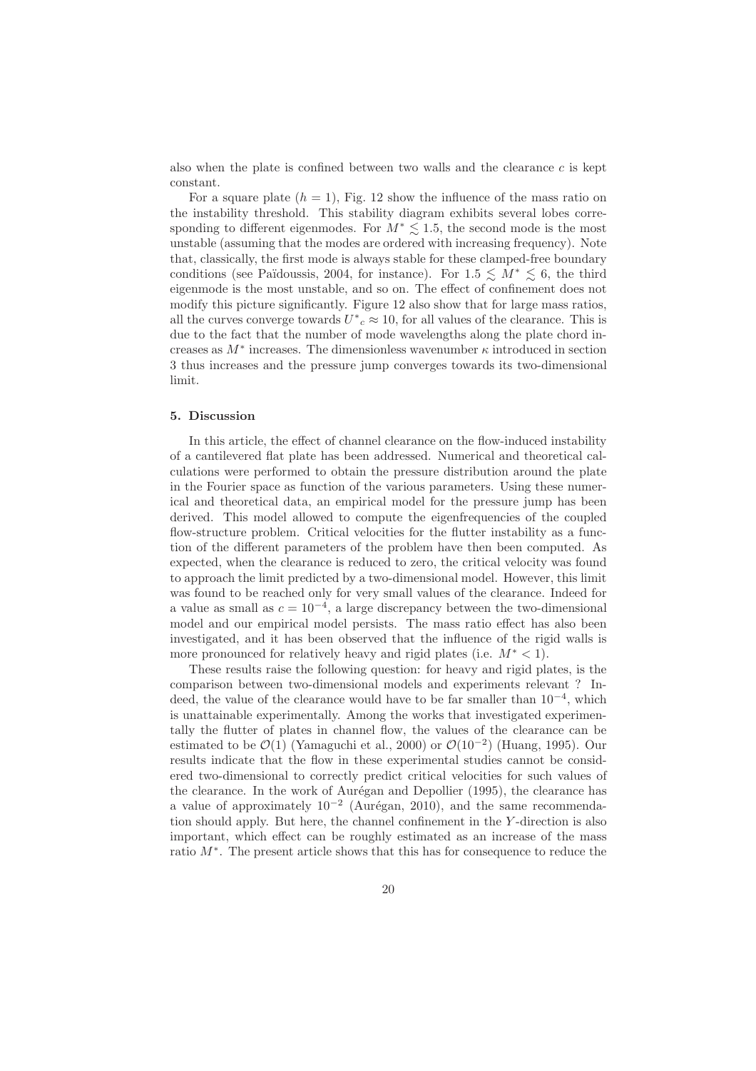also when the plate is confined between two walls and the clearance $c$ is kept constant.

For a square plate ($h = 1$), Fig. 12 show the influence of the mass ratio on the instability threshold. This stability diagram exhibits several lobes corresponding to different eigenmodes. For $M^* \lesssim 1.5$, the second mode is the most unstable (assuming that the modes are ordered with increasing frequency). Note that, classically, the first mode is always stable for these clamped-free boundary conditions (see Païdoussis, 2004, for instance). For $1.5 \lesssim M^* \lesssim 6$, the third eigenmode is the most unstable, and so on. The effect of confinement does not modify this picture significantly. Figure 12 also show that for large mass ratios, all the curves converge towards $U^*{}_c \approx 10$, for all values of the clearance. This is due to the fact that the number of mode wavelengths along the plate chord increases as $M^*$ increases. The dimensionless wavenumber $\kappa$ introduced in section 3 thus increases and the pressure jump converges towards its two-dimensional limit.

## 5. Discussion

In this article, the effect of channel clearance on the flow-induced instability of a cantilevered flat plate has been addressed. Numerical and theoretical calculations were performed to obtain the pressure distribution around the plate in the Fourier space as function of the various parameters. Using these numerical and theoretical data, an empirical model for the pressure jump has been derived. This model allowed to compute the eigenfrequencies of the coupled flow-structure problem. Critical velocities for the flutter instability as a function of the different parameters of the problem have then been computed. As expected, when the clearance is reduced to zero, the critical velocity was found to approach the limit predicted by a two-dimensional model. However, this limit was found to be reached only for very small values of the clearance. Indeed for a value as small as $c = 10^{-4}$, a large discrepancy between the two-dimensional model and our empirical model persists. The mass ratio effect has also been investigated, and it has been observed that the influence of the rigid walls is more pronounced for relatively heavy and rigid plates (i.e. $M^* < 1$).

These results raise the following question: for heavy and rigid plates, is the comparison between two-dimensional models and experiments relevant ? Indeed, the value of the clearance would have to be far smaller than $10^{-4}$, which is unattainable experimentally. Among the works that investigated experimentally the flutter of plates in channel flow, the values of the clearance can be estimated to be $\mathcal{O}(1)$ (Yamaguchi et al., 2000) or $\mathcal{O}(10^{-2})$ (Huang, 1995). Our results indicate that the flow in these experimental studies cannot be considered two-dimensional to correctly predict critical velocities for such values of the clearance. In the work of Aurégan and Depollier (1995), the clearance has a value of approximately $10^{-2}$ (Aurégan, 2010), and the same recommendation should apply. But here, the channel confinement in the $Y$-direction is also important, which effect can be roughly estimated as an increase of the mass ratio $M^*$. The present article shows that this has for consequence to reduce the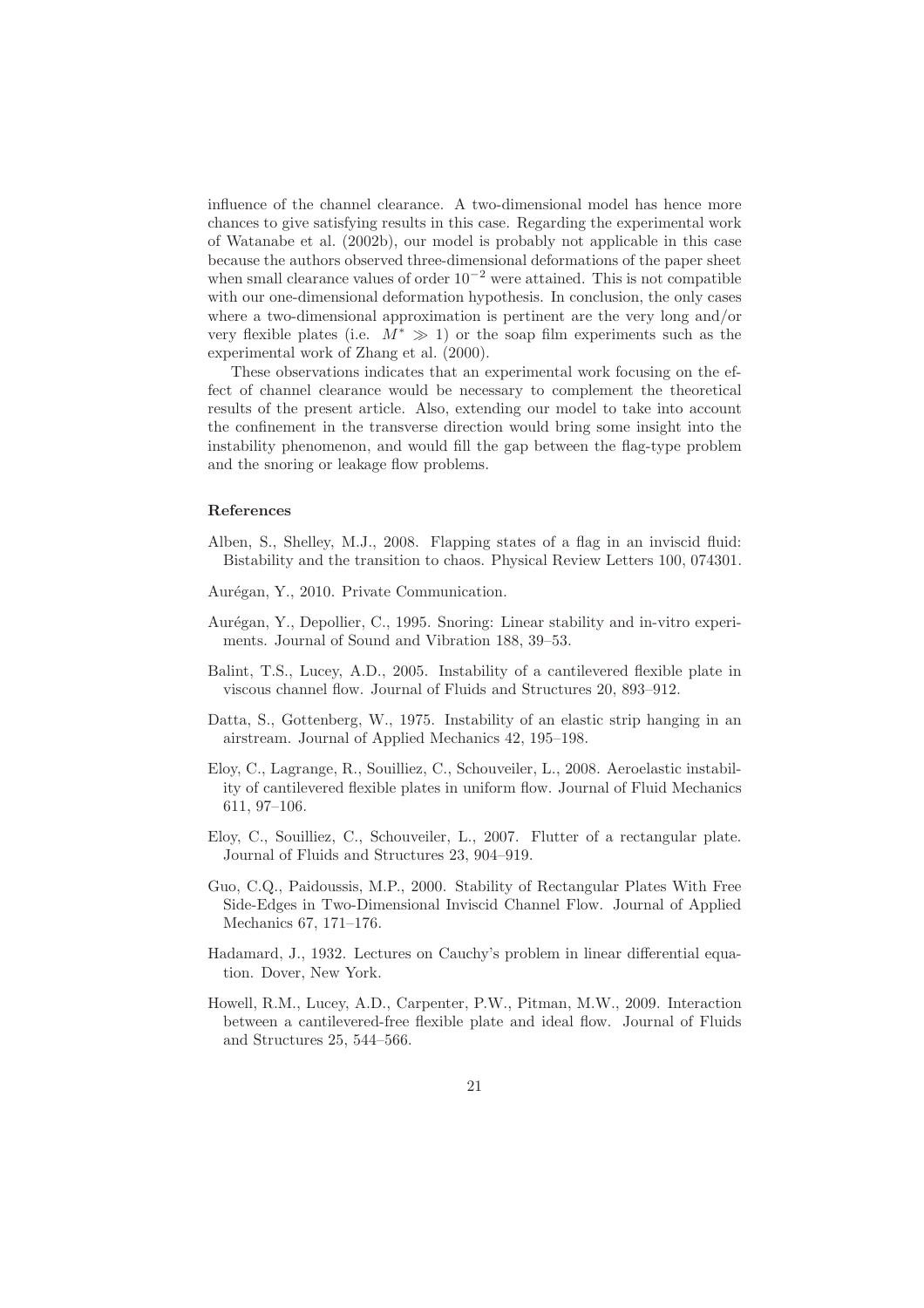influence of the channel clearance. A two-dimensional model has hence more chances to give satisfying results in this case. Regarding the experimental work of Watanabe et al. (2002b), our model is probably not applicable in this case because the authors observed three-dimensional deformations of the paper sheet when small clearance values of order $10^{-2}$ were attained. This is not compatible with our one-dimensional deformation hypothesis. In conclusion, the only cases where a two-dimensional approximation is pertinent are the very long and/or very flexible plates (i.e. $M^* \gg 1$) or the soap film experiments such as the experimental work of Zhang et al. (2000).

These observations indicates that an experimental work focusing on the effect of channel clearance would be necessary to complement the theoretical results of the present article. Also, extending our model to take into account the confinement in the transverse direction would bring some insight into the instability phenomenon, and would fill the gap between the flag-type problem and the snoring or leakage flow problems.

### References

Alben, S., Shelley, M.J., 2008. Flapping states of a flag in an inviscid fluid: Bistability and the transition to chaos. Physical Review Letters 100, 074301.

Aurégan, Y., 2010. Private Communication.

Aurégan, Y., Depollier, C., 1995. Snoring: Linear stability and in-vitro experiments. Journal of Sound and Vibration 188, 39–53.

Balint, T.S., Lucey, A.D., 2005. Instability of a cantilevered flexible plate in viscous channel flow. Journal of Fluids and Structures 20, 893–912.

Datta, S., Gottenberg, W., 1975. Instability of an elastic strip hanging in an airstream. Journal of Applied Mechanics 42, 195–198.

Eloy, C., Lagrange, R., Souilliez, C., Schouveiler, L., 2008. Aeroelastic instability of cantilevered flexible plates in uniform flow. Journal of Fluid Mechanics 611, 97–106.

Eloy, C., Souilliez, C., Schouveiler, L., 2007. Flutter of a rectangular plate. Journal of Fluids and Structures 23, 904–919.

Guo, C.Q., Paidoussis, M.P., 2000. Stability of Rectangular Plates With Free Side-Edges in Two-Dimensional Inviscid Channel Flow. Journal of Applied Mechanics 67, 171–176.

Hadamard, J., 1932. Lectures on Cauchy's problem in linear differential equation. Dover, New York.

Howell, R.M., Lucey, A.D., Carpenter, P.W., Pitman, M.W., 2009. Interaction between a cantilevered-free flexible plate and ideal flow. Journal of Fluids and Structures 25, 544–566.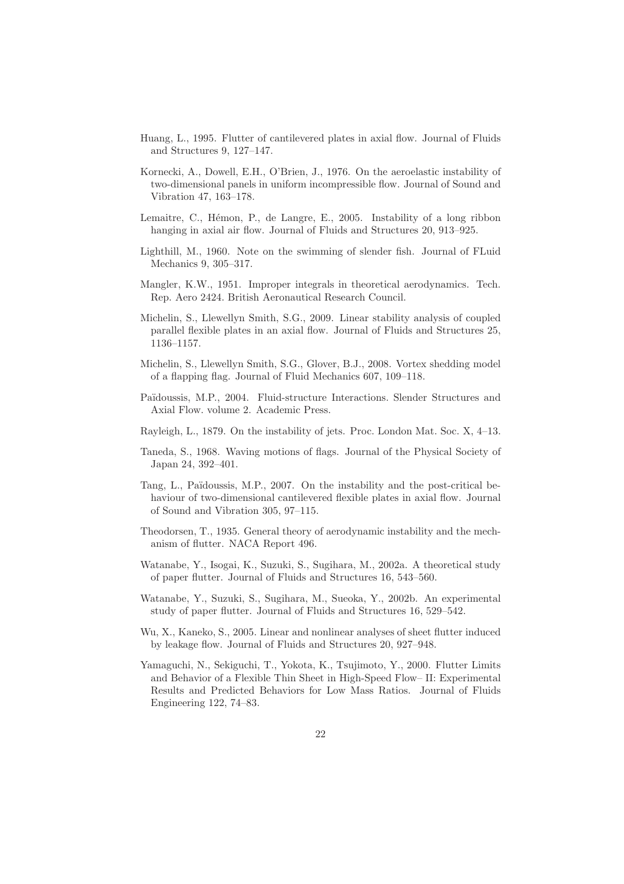Huang, L., 1995. Flutter of cantilevered plates in axial flow. Journal of Fluids and Structures 9, 127–147.

Kornecki, A., Dowell, E.H., O'Brien, J., 1976. On the aeroelastic instability of two-dimensional panels in uniform incompressible flow. Journal of Sound and Vibration 47, 163–178.

Lemaitre, C., Hémon, P., de Langre, E., 2005. Instability of a long ribbon hanging in axial air flow. Journal of Fluids and Structures 20, 913–925.

Lighthill, M., 1960. Note on the swimming of slender fish. Journal of FLuid Mechanics 9, 305–317.

Mangler, K.W., 1951. Improper integrals in theoretical aerodynamics. Tech. Rep. Aero 2424. British Aeronautical Research Council.

Michelin, S., Llewellyn Smith, S.G., 2009. Linear stability analysis of coupled parallel flexible plates in an axial flow. Journal of Fluids and Structures 25, 1136–1157.

Michelin, S., Llewellyn Smith, S.G., Glover, B.J., 2008. Vortex shedding model of a flapping flag. Journal of Fluid Mechanics 607, 109–118.

Païdoussis, M.P., 2004. Fluid-structure Interactions. Slender Structures and Axial Flow. volume 2. Academic Press.

Rayleigh, L., 1879. On the instability of jets. Proc. London Mat. Soc. X, 4–13.

Taneda, S., 1968. Waving motions of flags. Journal of the Physical Society of Japan 24, 392–401.

Tang, L., Païdoussis, M.P., 2007. On the instability and the post-critical behaviour of two-dimensional cantilevered flexible plates in axial flow. Journal of Sound and Vibration 305, 97–115.

Theodorsen, T., 1935. General theory of aerodynamic instability and the mechanism of flutter. NACA Report 496.

Watanabe, Y., Isogai, K., Suzuki, S., Sugihara, M., 2002a. A theoretical study of paper flutter. Journal of Fluids and Structures 16, 543–560.

Watanabe, Y., Suzuki, S., Sugihara, M., Sueoka, Y., 2002b. An experimental study of paper flutter. Journal of Fluids and Structures 16, 529–542.

Wu, X., Kaneko, S., 2005. Linear and nonlinear analyses of sheet flutter induced by leakage flow. Journal of Fluids and Structures 20, 927–948.

Yamaguchi, N., Sekiguchi, T., Yokota, K., Tsujimoto, Y., 2000. Flutter Limits and Behavior of a Flexible Thin Sheet in High-Speed Flow– II: Experimental Results and Predicted Behaviors for Low Mass Ratios. Journal of Fluids Engineering 122, 74–83.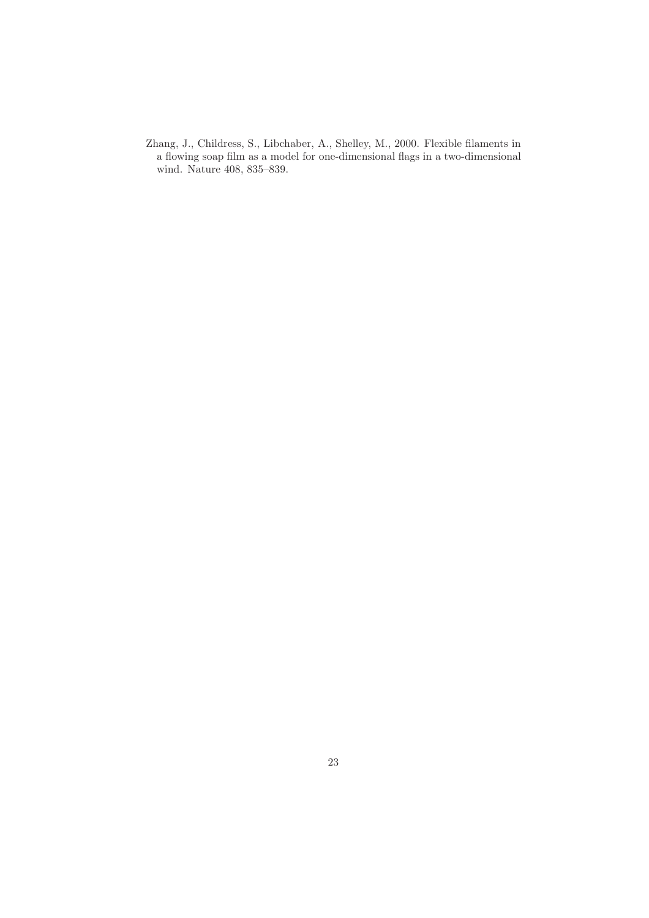Zhang, J., Childress, S., Libchaber, A., Shelley, M., 2000. Flexible filaments in a flowing soap film as a model for one-dimensional flags in a two-dimensional wind. Nature 408, 835–839.